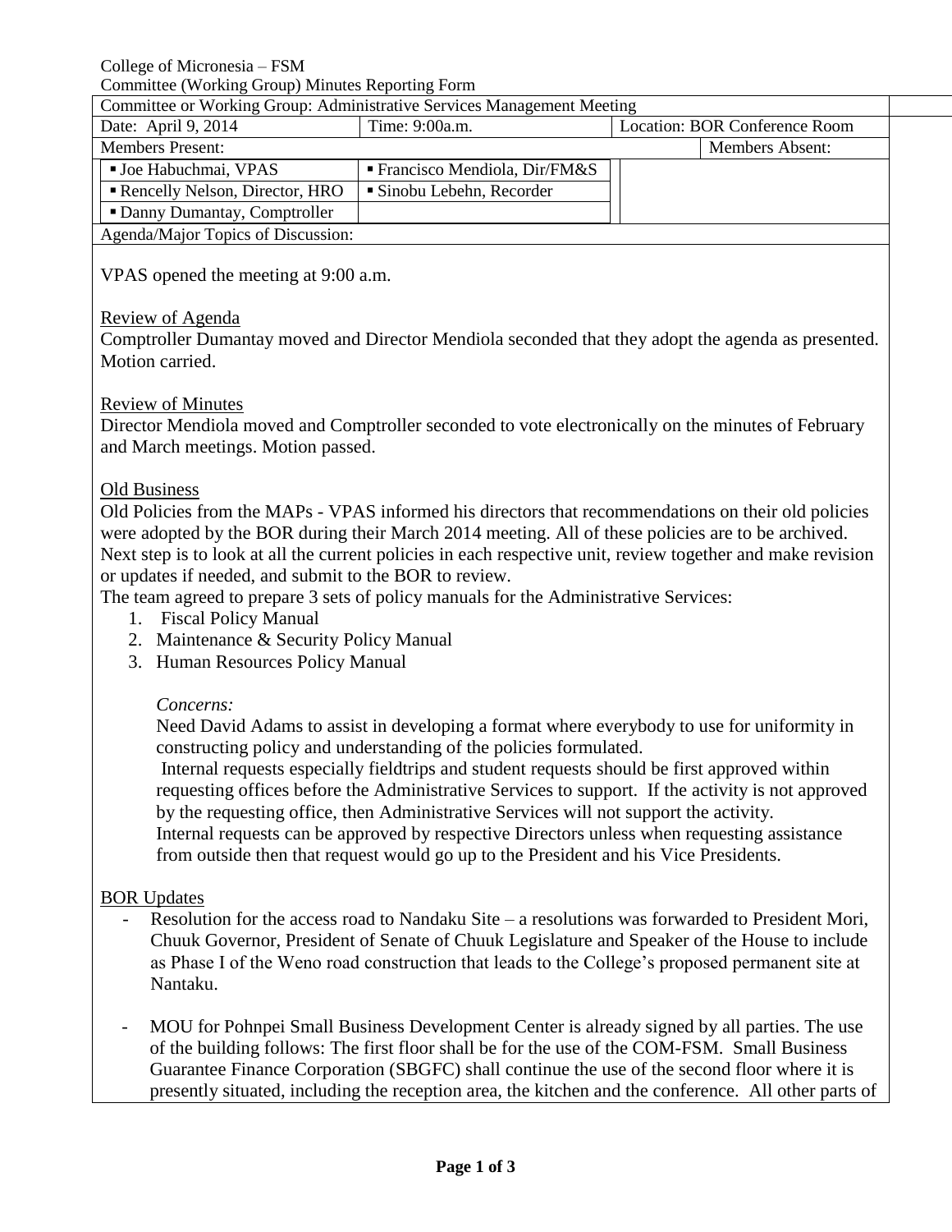College of Micronesia – FSM
Committee (Working Group) Minutes Reporting Form

| Committee or Working Group: Administrative Services Management Meeting | | | |
|---|---|---|---|
| Date: April 9, 2014 | Time: 9:00a.m. | Location: BOR Conference Room | |
| Members Present: | | | Members Absent: |
| ▪ Joe Habuchmai, VPAS | ▪ Francisco Mendiola, Dir/FM&S | | |
| ▪ Rencelly Nelson, Director, HRO | ▪ Sinobu Lebehn, Recorder | | |
| ▪ Danny Dumantay, Comptroller | | | |

Agenda/Major Topics of Discussion:

VPAS opened the meeting at 9:00 a.m.

Review of Agenda

Comptroller Dumantay moved and Director Mendiola seconded that they adopt the agenda as presented. Motion carried.

Review of Minutes

Director Mendiola moved and Comptroller seconded to vote electronically on the minutes of February and March meetings. Motion passed.

Old Business

Old Policies from the MAPs - VPAS informed his directors that recommendations on their old policies were adopted by the BOR during their March 2014 meeting. All of these policies are to be archived. Next step is to look at all the current policies in each respective unit, review together and make revision or updates if needed, and submit to the BOR to review.

The team agreed to prepare 3 sets of policy manuals for the Administrative Services:

1. Fiscal Policy Manual
2. Maintenance & Security Policy Manual
3. Human Resources Policy Manual

*Concerns:*

Need David Adams to assist in developing a format where everybody to use for uniformity in constructing policy and understanding of the policies formulated.

Internal requests especially fieldtrips and student requests should be first approved within requesting offices before the Administrative Services to support. If the activity is not approved by the requesting office, then Administrative Services will not support the activity.

Internal requests can be approved by respective Directors unless when requesting assistance from outside then that request would go up to the President and his Vice Presidents.

BOR Updates

- Resolution for the access road to Nandaku Site – a resolutions was forwarded to President Mori, Chuuk Governor, President of Senate of Chuuk Legislature and Speaker of the House to include as Phase I of the Weno road construction that leads to the College's proposed permanent site at Nantaku.

- MOU for Pohnpei Small Business Development Center is already signed by all parties. The use of the building follows: The first floor shall be for the use of the COM-FSM. Small Business Guarantee Finance Corporation (SBGFC) shall continue the use of the second floor where it is presently situated, including the reception area, the kitchen and the conference. All other parts of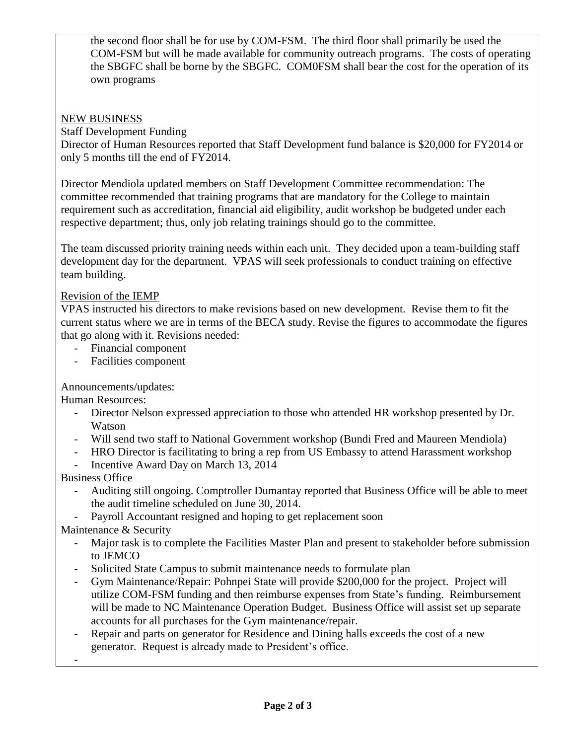the second floor shall be for use by COM-FSM. The third floor shall primarily be used the COM-FSM but will be made available for community outreach programs. The costs of operating the SBGFC shall be borne by the SBGFC. COM0FSM shall bear the cost for the operation of its own programs

NEW BUSINESS

Staff Development Funding

Director of Human Resources reported that Staff Development fund balance is $20,000 for FY2014 or only 5 months till the end of FY2014.

Director Mendiola updated members on Staff Development Committee recommendation: The committee recommended that training programs that are mandatory for the College to maintain requirement such as accreditation, financial aid eligibility, audit workshop be budgeted under each respective department; thus, only job relating trainings should go to the committee.

The team discussed priority training needs within each unit. They decided upon a team-building staff development day for the department. VPAS will seek professionals to conduct training on effective team building.

Revision of the IEMP

VPAS instructed his directors to make revisions based on new development. Revise them to fit the current status where we are in terms of the BECA study. Revise the figures to accommodate the figures that go along with it. Revisions needed:

- Financial component
- Facilities component

Announcements/updates:

Human Resources:

- Director Nelson expressed appreciation to those who attended HR workshop presented by Dr. Watson
- Will send two staff to National Government workshop (Bundi Fred and Maureen Mendiola)
- HRO Director is facilitating to bring a rep from US Embassy to attend Harassment workshop
- Incentive Award Day on March 13, 2014

Business Office

- Auditing still ongoing. Comptroller Dumantay reported that Business Office will be able to meet the audit timeline scheduled on June 30, 2014.
- Payroll Accountant resigned and hoping to get replacement soon

Maintenance & Security

- Major task is to complete the Facilities Master Plan and present to stakeholder before submission to JEMCO
- Solicited State Campus to submit maintenance needs to formulate plan
- Gym Maintenance/Repair: Pohnpei State will provide $200,000 for the project. Project will utilize COM-FSM funding and then reimburse expenses from State's funding. Reimbursement will be made to NC Maintenance Operation Budget. Business Office will assist set up separate accounts for all purchases for the Gym maintenance/repair.
- Repair and parts on generator for Residence and Dining halls exceeds the cost of a new generator. Request is already made to President's office.
-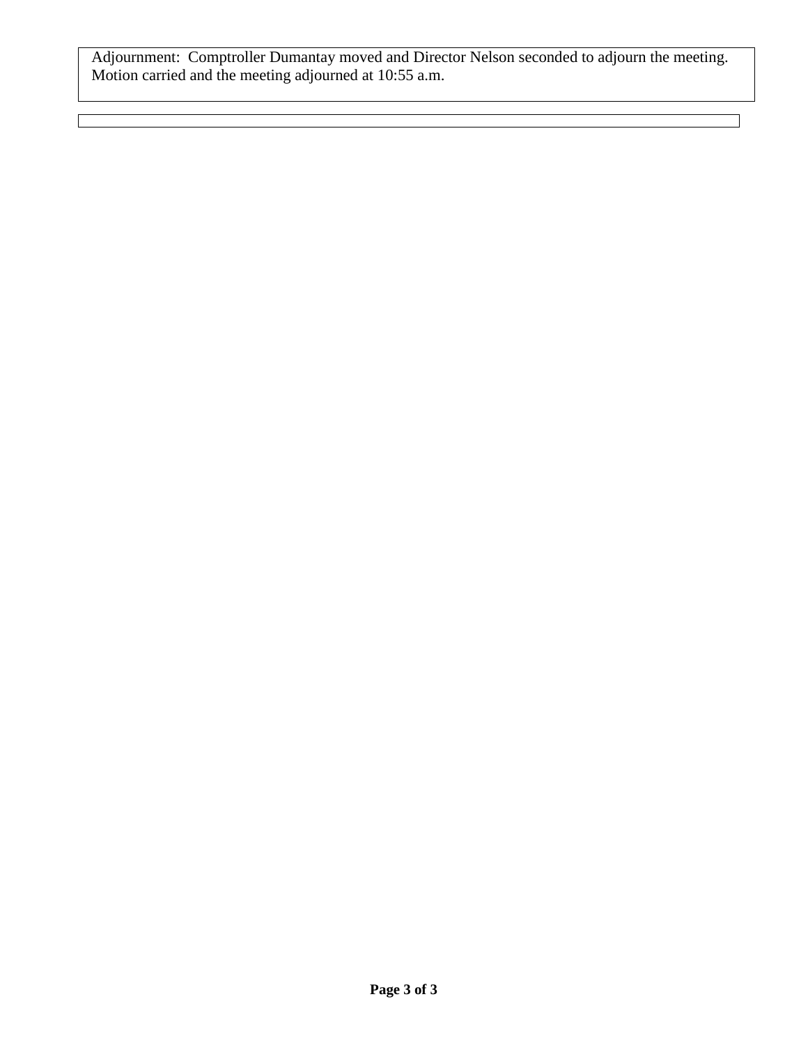Adjournment: Comptroller Dumantay moved and Director Nelson seconded to adjourn the meeting. Motion carried and the meeting adjourned at 10:55 a.m.